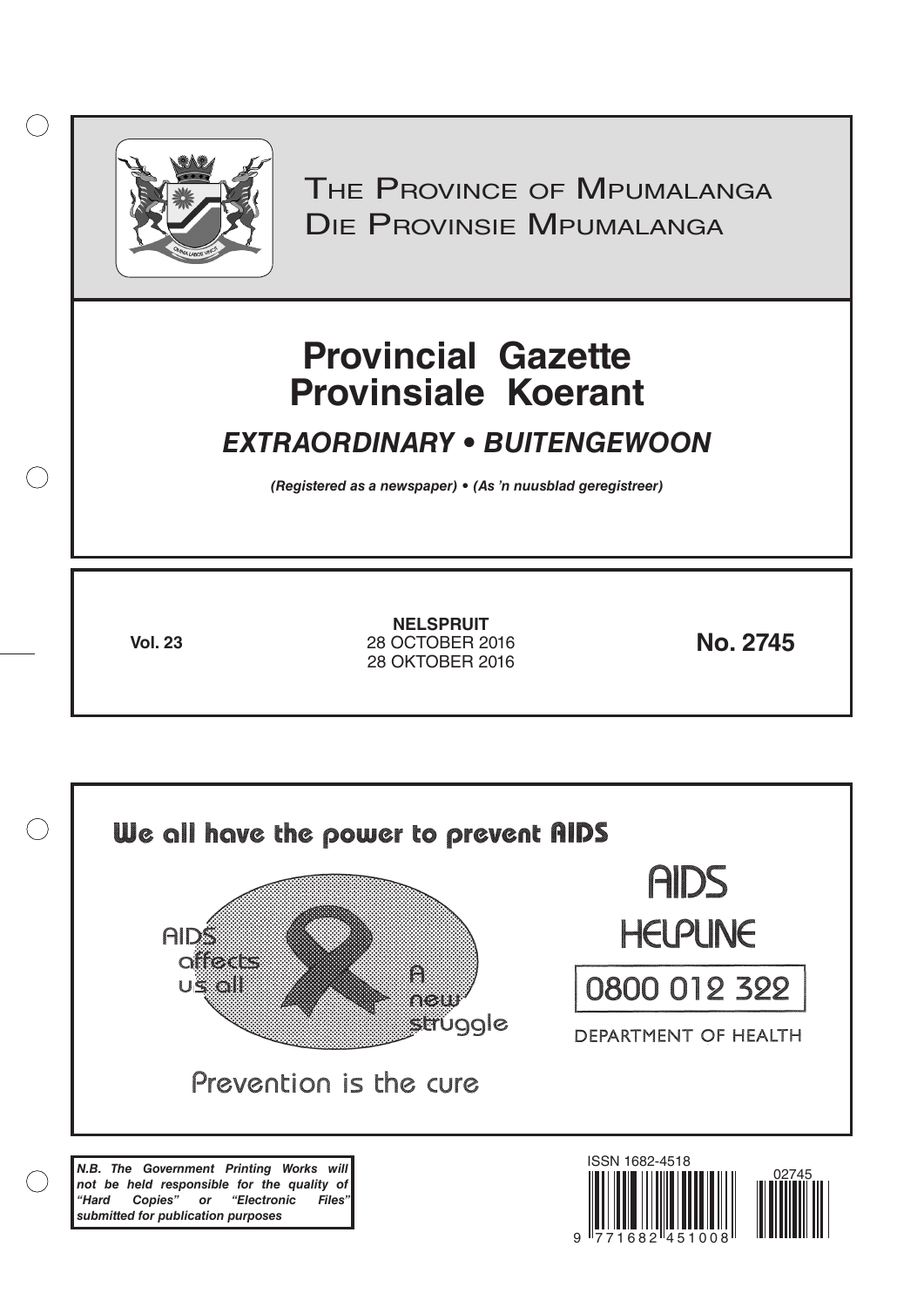# The Province of Mpumalanga
# Die Provinsie Mpumalanga

# Provincial Gazette
# Provinsiale Koerant

## *EXTRAORDINARY • BUITENGEWOON*

***(Registered as a newspaper) • (As 'n nuusblad geregistreer)***

**Vol. 23**

**NELSPRUIT**
28 OCTOBER 2016
28 OKTOBER 2016

**No. 2745**

**We all have the power to prevent AIDS**

AIDS affects us all

A new struggle

Prevention is the cure

AIDS HELPLINE

0800 012 322

DEPARTMENT OF HEALTH

***N.B. The Government Printing Works will not be held responsible for the quality of "Hard Copies" or "Electronic Files" submitted for publication purposes***

ISSN 1682-4518

02745

9 771682 451008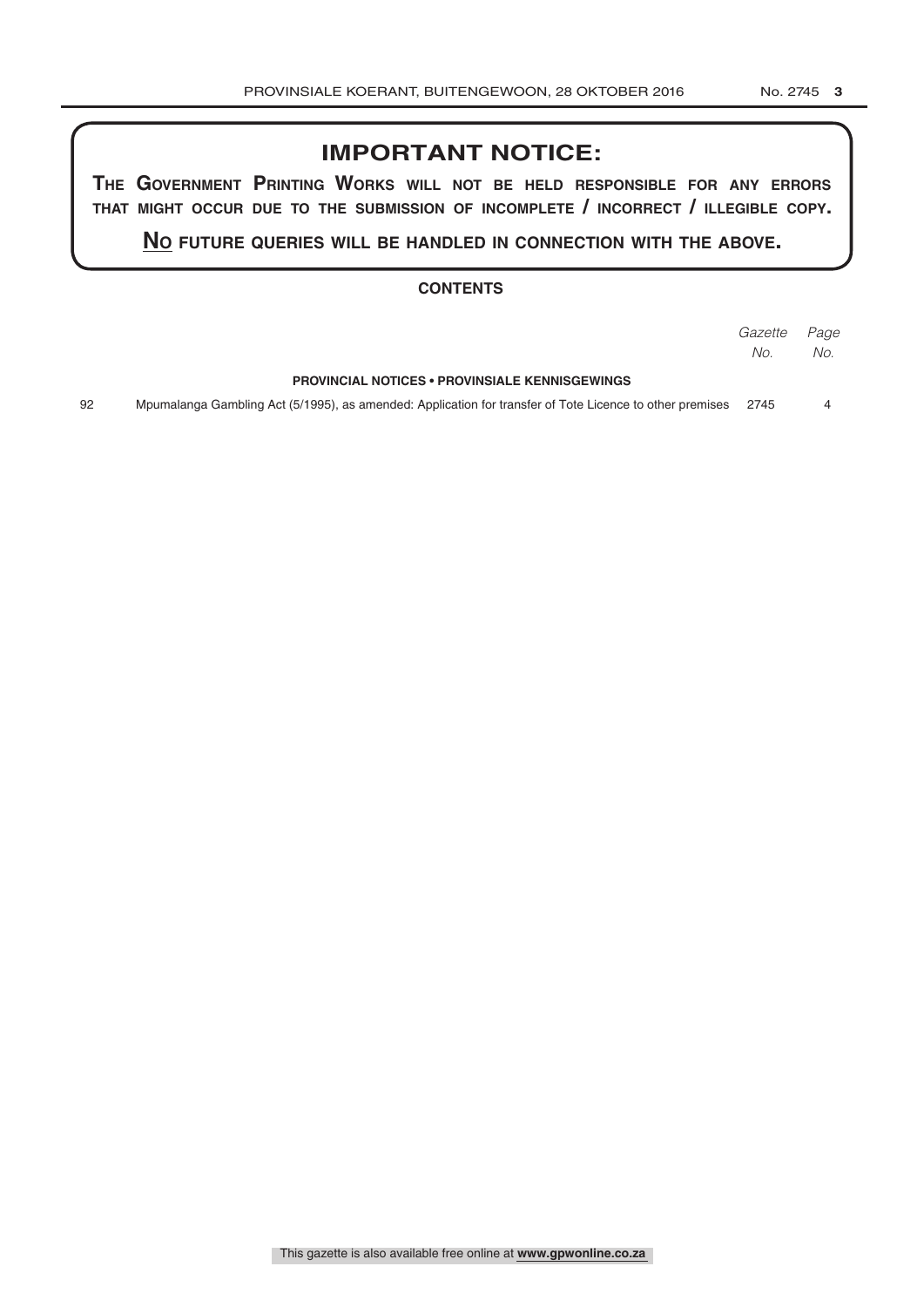# IMPORTANT NOTICE:

**THE GOVERNMENT PRINTING WORKS WILL NOT BE HELD RESPONSIBLE FOR ANY ERRORS THAT MIGHT OCCUR DUE TO THE SUBMISSION OF INCOMPLETE / INCORRECT / ILLEGIBLE COPY.**

**NO FUTURE QUERIES WILL BE HANDLED IN CONNECTION WITH THE ABOVE.**

## CONTENTS

| | | *Gazette No.* | *Page No.* |
|---|---|---|---|
| | **PROVINCIAL NOTICES • PROVINSIALE KENNISGEWINGS** | | |
| 92 | Mpumalanga Gambling Act (5/1995), as amended: Application for transfer of Tote Licence to other premises | 2745 | 4 |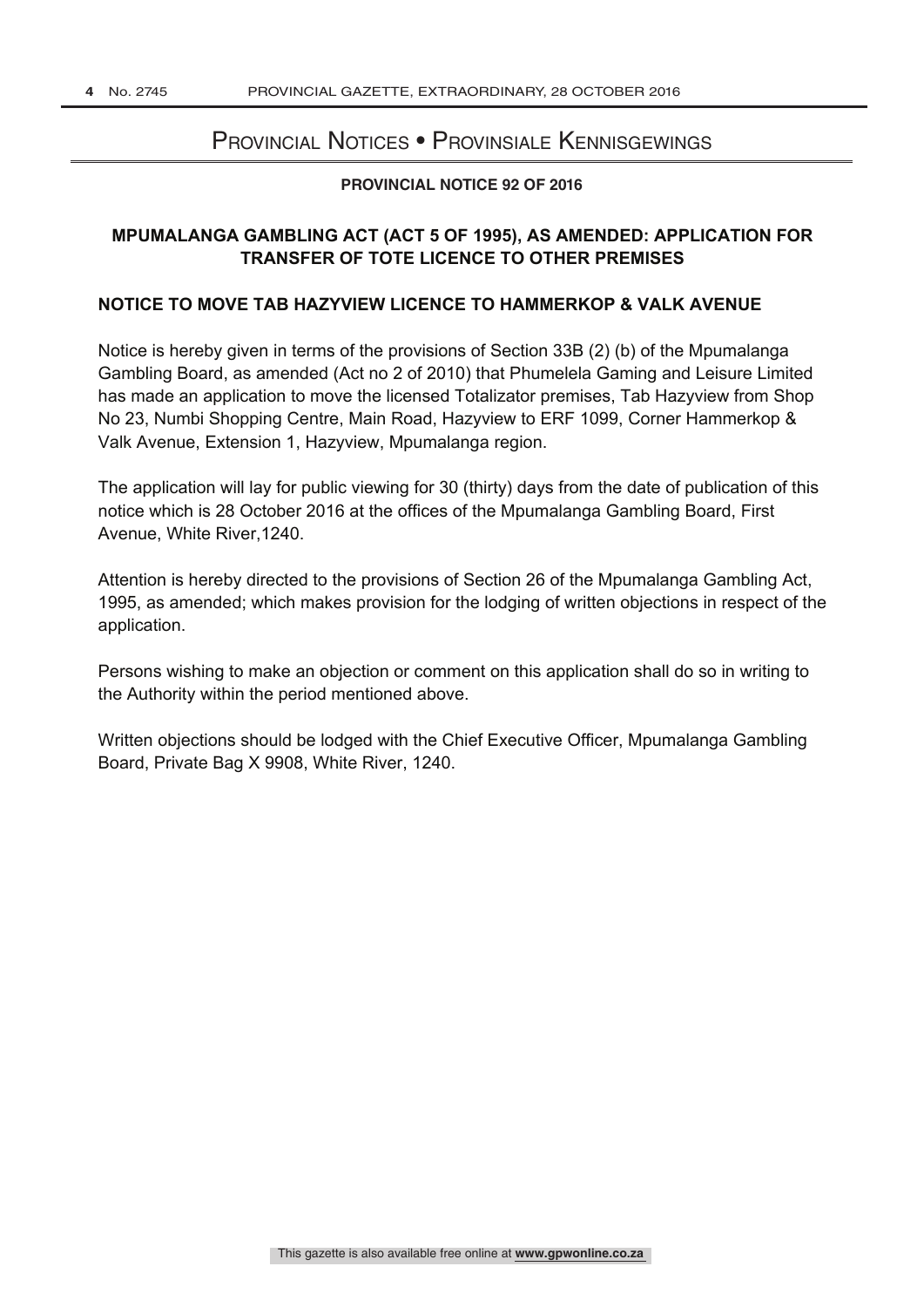# Provincial Notices • Provinsiale Kennisgewings

**PROVINCIAL NOTICE 92 OF 2016**

## MPUMALANGA GAMBLING ACT (ACT 5 OF 1995), AS AMENDED: APPLICATION FOR TRANSFER OF TOTE LICENCE TO OTHER PREMISES

### NOTICE TO MOVE TAB HAZYVIEW LICENCE TO HAMMERKOP & VALK AVENUE

Notice is hereby given in terms of the provisions of Section 33B (2) (b) of the Mpumalanga Gambling Board, as amended (Act no 2 of 2010) that Phumelela Gaming and Leisure Limited has made an application to move the licensed Totalizator premises, Tab Hazyview from Shop No 23, Numbi Shopping Centre, Main Road, Hazyview to ERF 1099, Corner Hammerkop & Valk Avenue, Extension 1, Hazyview, Mpumalanga region.

The application will lay for public viewing for 30 (thirty) days from the date of publication of this notice which is 28 October 2016 at the offices of the Mpumalanga Gambling Board, First Avenue, White River,1240.

Attention is hereby directed to the provisions of Section 26 of the Mpumalanga Gambling Act, 1995, as amended; which makes provision for the lodging of written objections in respect of the application.

Persons wishing to make an objection or comment on this application shall do so in writing to the Authority within the period mentioned above.

Written objections should be lodged with the Chief Executive Officer, Mpumalanga Gambling Board, Private Bag X 9908, White River, 1240.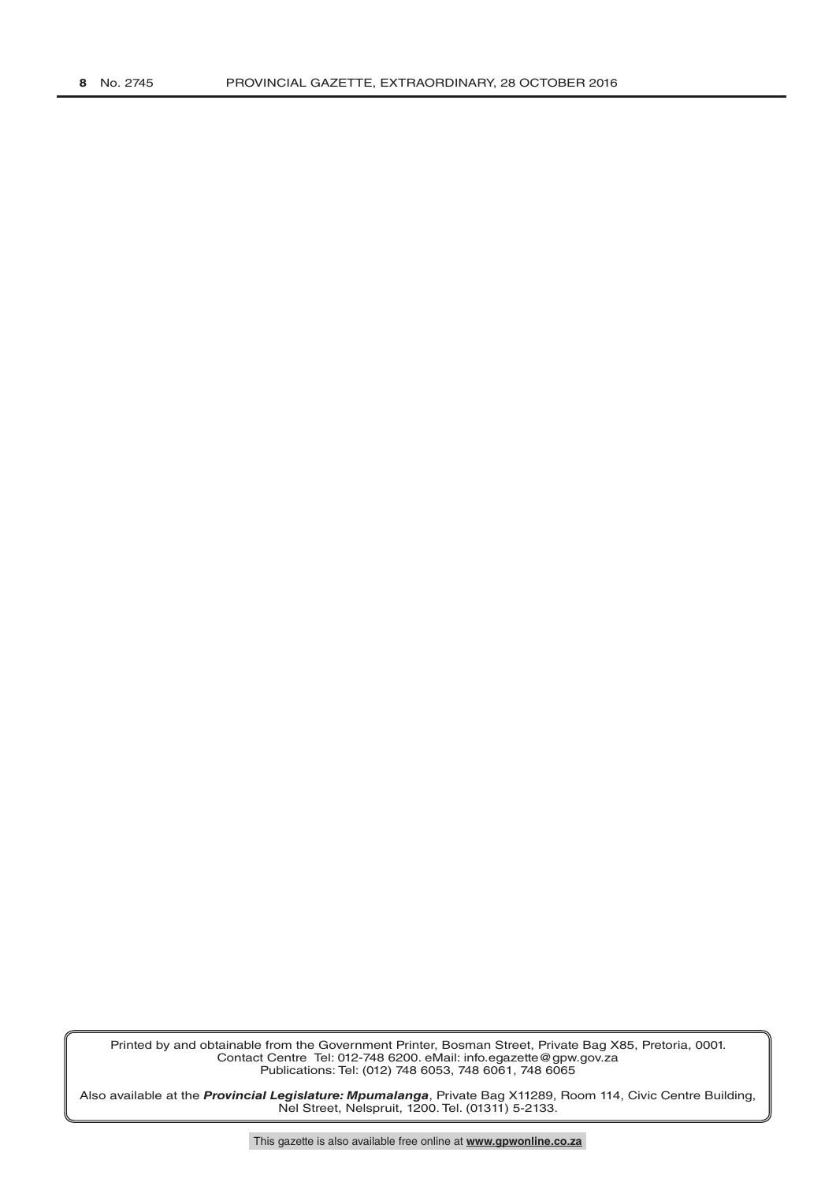Printed by and obtainable from the Government Printer, Bosman Street, Private Bag X85, Pretoria, 0001.
Contact Centre Tel: 012-748 6200. eMail: info.egazette@gpw.gov.za
Publications: Tel: (012) 748 6053, 748 6061, 748 6065

Also available at the ***Provincial Legislature: Mpumalanga***, Private Bag X11289, Room 114, Civic Centre Building, Nel Street, Nelspruit, 1200. Tel. (01311) 5-2133.

This gazette is also available free online at **www.gpwonline.co.za**